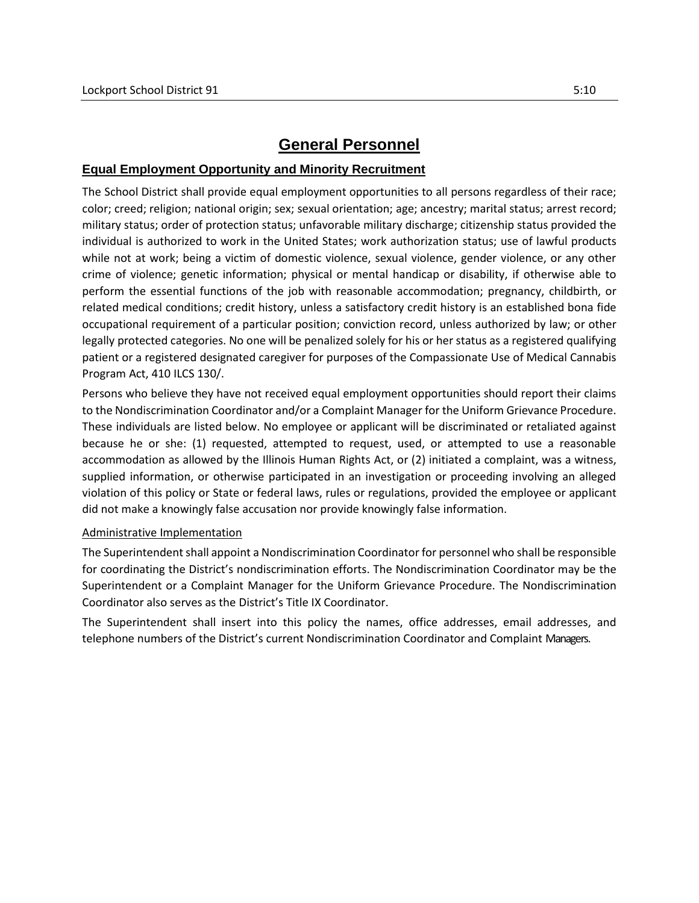# General Personnel

## Equal Employment Opportunity and Minority Recruitment

The School District shall provide equal employment opportunities to all persons regardless of their race; color; creed; religion; national origin; sex; sexual orientation; age; ancestry; marital status; arrest record; military status; order of protection status; unfavorable military discharge; citizenship status provided the individual is authorized to work in the United States; work authorization status; use of lawful products while not at work; being a victim of domestic violence, sexual violence, gender violence, or any other crime of violence; genetic information; physical or mental handicap or disability, if otherwise able to perform the essential functions of the job with reasonable accommodation; pregnancy, childbirth, or related medical conditions; credit history, unless a satisfactory credit history is an established bona fide occupational requirement of a particular position; conviction record, unless authorized by law; or other legally protected categories. No one will be penalized solely for his or her status as a registered qualifying patient or a registered designated caregiver for purposes of the Compassionate Use of Medical Cannabis Program Act, 410 ILCS 130/.

Persons who believe they have not received equal employment opportunities should report their claims to the Nondiscrimination Coordinator and/or a Complaint Manager for the Uniform Grievance Procedure. These individuals are listed below. No employee or applicant will be discriminated or retaliated against because he or she: (1) requested, attempted to request, used, or attempted to use a reasonable accommodation as allowed by the Illinois Human Rights Act, or (2) initiated a complaint, was a witness, supplied information, or otherwise participated in an investigation or proceeding involving an alleged violation of this policy or State or federal laws, rules or regulations, provided the employee or applicant did not make a knowingly false accusation nor provide knowingly false information.

### Administrative Implementation

The Superintendent shall appoint a Nondiscrimination Coordinator for personnel who shall be responsible for coordinating the District's nondiscrimination efforts. The Nondiscrimination Coordinator may be the Superintendent or a Complaint Manager for the Uniform Grievance Procedure. The Nondiscrimination Coordinator also serves as the District's Title IX Coordinator.

The Superintendent shall insert into this policy the names, office addresses, email addresses, and telephone numbers of the District's current Nondiscrimination Coordinator and Complaint Managers.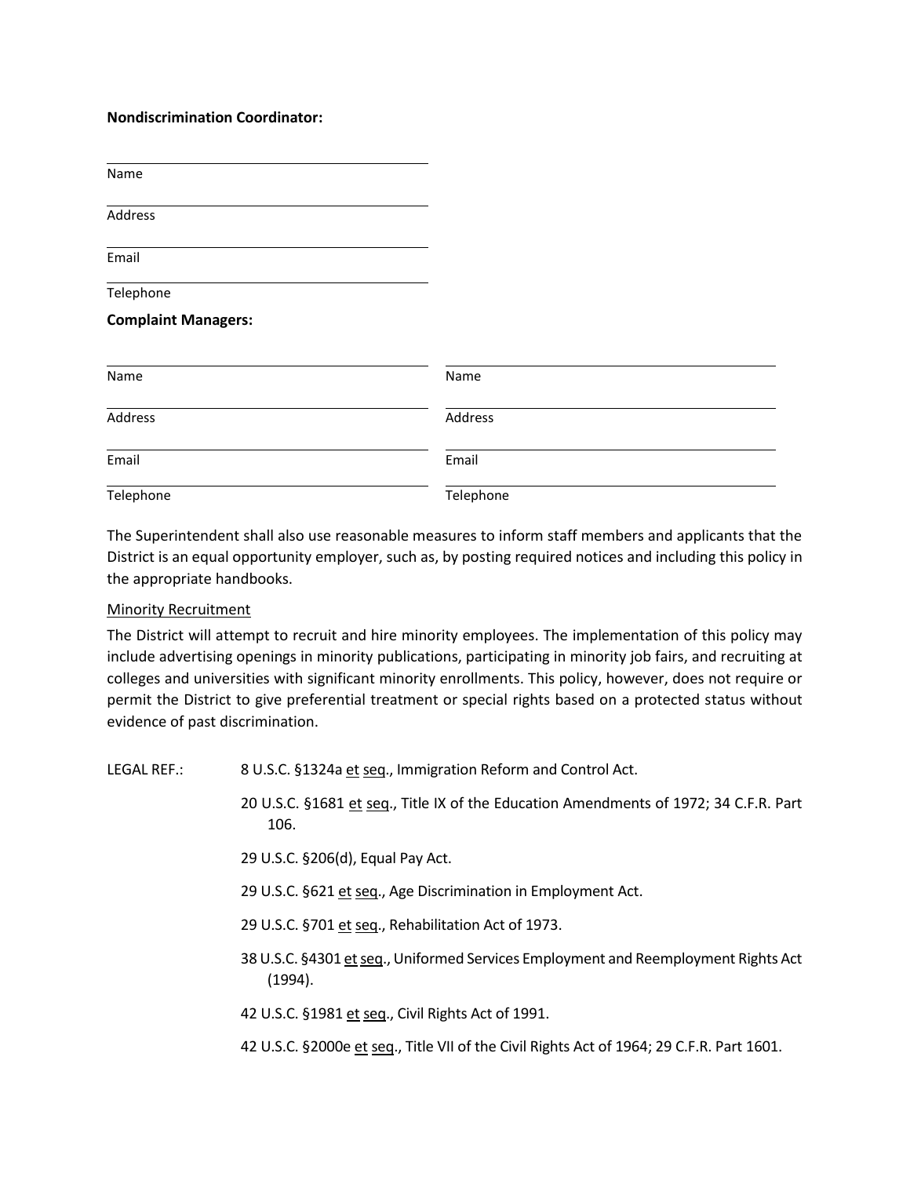**Nondiscrimination Coordinator:**

______________________________
Name

______________________________
Address

______________________________
Email

______________________________
Telephone

**Complaint Managers:**

| ______________________________ | ______________________________ |
|---|---|
| Name | Name |
| ______________________________ | ______________________________ |
| Address | Address |
| ______________________________ | ______________________________ |
| Email | Email |
| ______________________________ | ______________________________ |
| Telephone | Telephone |

The Superintendent shall also use reasonable measures to inform staff members and applicants that the District is an equal opportunity employer, such as, by posting required notices and including this policy in the appropriate handbooks.

Minority Recruitment

The District will attempt to recruit and hire minority employees. The implementation of this policy may include advertising openings in minority publications, participating in minority job fairs, and recruiting at colleges and universities with significant minority enrollments. This policy, however, does not require or permit the District to give preferential treatment or special rights based on a protected status without evidence of past discrimination.

LEGAL REF.:

8 U.S.C. §1324a et seq., Immigration Reform and Control Act.

20 U.S.C. §1681 et seq., Title IX of the Education Amendments of 1972; 34 C.F.R. Part 106.

29 U.S.C. §206(d), Equal Pay Act.

29 U.S.C. §621 et seq., Age Discrimination in Employment Act.

29 U.S.C. §701 et seq., Rehabilitation Act of 1973.

38 U.S.C. §4301 et seq., Uniformed Services Employment and Reemployment Rights Act (1994).

42 U.S.C. §1981 et seq., Civil Rights Act of 1991.

42 U.S.C. §2000e et seq., Title VII of the Civil Rights Act of 1964; 29 C.F.R. Part 1601.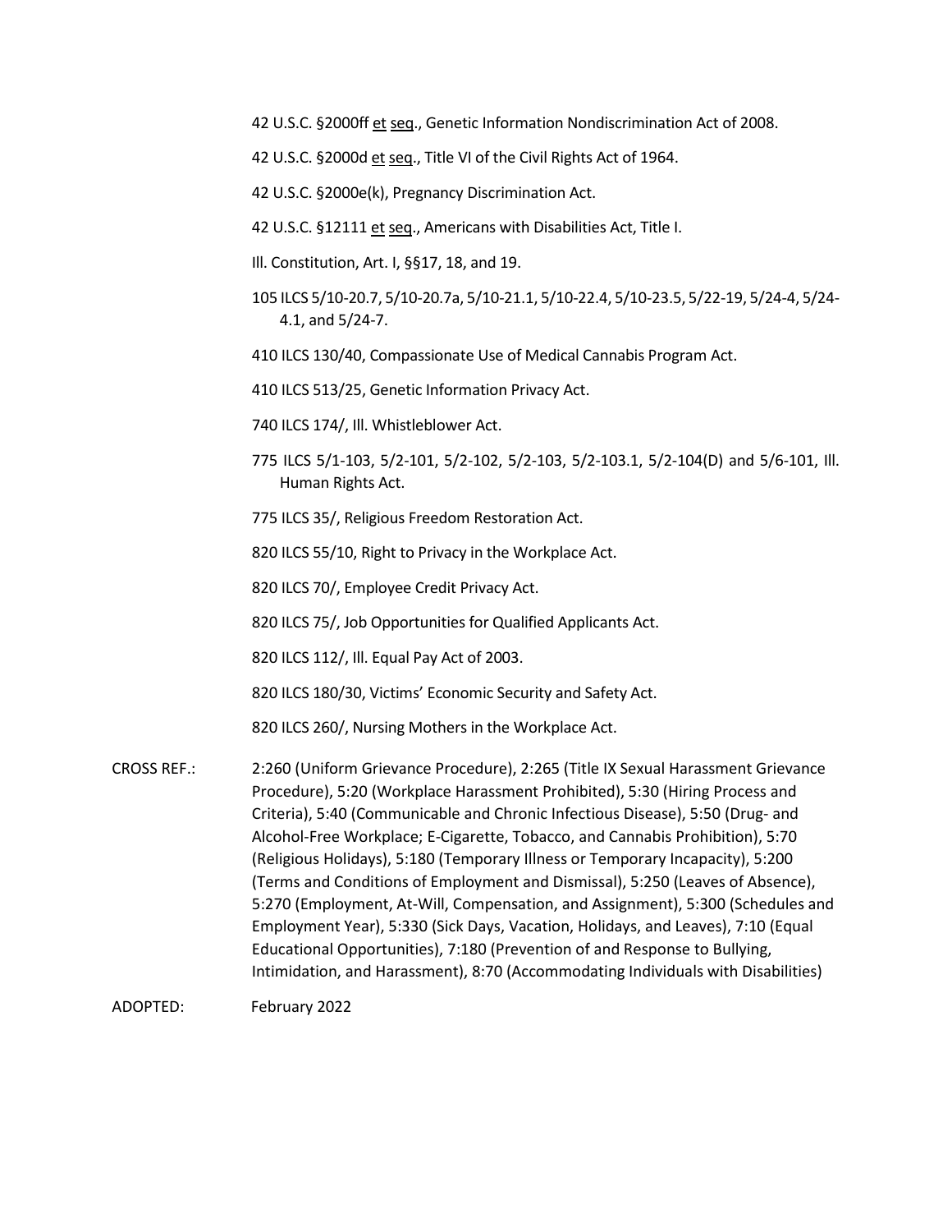42 U.S.C. §2000ff et seq., Genetic Information Nondiscrimination Act of 2008.

42 U.S.C. §2000d et seq., Title VI of the Civil Rights Act of 1964.

42 U.S.C. §2000e(k), Pregnancy Discrimination Act.

42 U.S.C. §12111 et seq., Americans with Disabilities Act, Title I.

Ill. Constitution, Art. I, §§17, 18, and 19.

105 ILCS 5/10-20.7, 5/10-20.7a, 5/10-21.1, 5/10-22.4, 5/10-23.5, 5/22-19, 5/24-4, 5/24-4.1, and 5/24-7.

410 ILCS 130/40, Compassionate Use of Medical Cannabis Program Act.

410 ILCS 513/25, Genetic Information Privacy Act.

740 ILCS 174/, Ill. Whistleblower Act.

775 ILCS 5/1-103, 5/2-101, 5/2-102, 5/2-103, 5/2-103.1, 5/2-104(D) and 5/6-101, Ill. Human Rights Act.

775 ILCS 35/, Religious Freedom Restoration Act.

820 ILCS 55/10, Right to Privacy in the Workplace Act.

820 ILCS 70/, Employee Credit Privacy Act.

820 ILCS 75/, Job Opportunities for Qualified Applicants Act.

820 ILCS 112/, Ill. Equal Pay Act of 2003.

820 ILCS 180/30, Victims' Economic Security and Safety Act.

820 ILCS 260/, Nursing Mothers in the Workplace Act.

CROSS REF.: 2:260 (Uniform Grievance Procedure), 2:265 (Title IX Sexual Harassment Grievance Procedure), 5:20 (Workplace Harassment Prohibited), 5:30 (Hiring Process and Criteria), 5:40 (Communicable and Chronic Infectious Disease), 5:50 (Drug- and Alcohol-Free Workplace; E-Cigarette, Tobacco, and Cannabis Prohibition), 5:70 (Religious Holidays), 5:180 (Temporary Illness or Temporary Incapacity), 5:200 (Terms and Conditions of Employment and Dismissal), 5:250 (Leaves of Absence), 5:270 (Employment, At-Will, Compensation, and Assignment), 5:300 (Schedules and Employment Year), 5:330 (Sick Days, Vacation, Holidays, and Leaves), 7:10 (Equal Educational Opportunities), 7:180 (Prevention of and Response to Bullying, Intimidation, and Harassment), 8:70 (Accommodating Individuals with Disabilities)

ADOPTED: February 2022